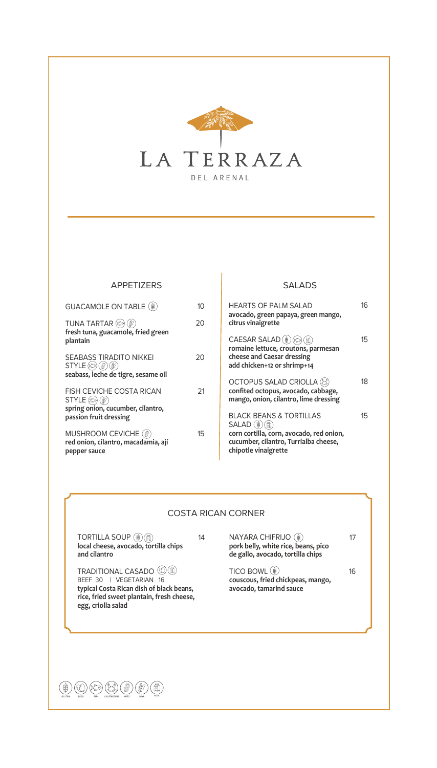# LA TERRAZA

DEL ARENAL

## APPETIZERS

GUACAMOLE ON TABLE — 10

TUNA TARTAR — 20
**fresh tuna, guacamole, fried green plantain**

SEABASS TIRADITO NIKKEI STYLE — 20
**seabass, leche de tigre, sesame oil**

FISH CEVICHE COSTA RICAN STYLE — 21
**spring onion, cucumber, cilantro, passion fruit dressing**

MUSHROOM CEVICHE — 15
**red onion, cilantro, macadamia, ají pepper sauce**

## SALADS

HEARTS OF PALM SALAD — 16
**avocado, green papaya, green mango, citrus vinaigrette**

CAESAR SALAD — 15
**romaine lettuce, croutons, parmesan cheese and Caesar dressing**
**add chicken+12 or shrimp+14**

OCTOPUS SALAD CRIOLLA — 18
**confited octopus, avocado, cabbage, mango, onion, cilantro, lime dressing**

BLACK BEANS & TORTILLAS SALAD — 15
**corn cortilla, corn, avocado, red onion, cucumber, cilantro, Turrialba cheese, chipotle vinaigrette**

## COSTA RICAN CORNER

TORTILLA SOUP — 14
**local cheese, avocado, tortilla chips and cilantro**

TRADITIONAL CASADO
BEEF 30 | VEGETARIAN 16
**typical Costa Rican dish of black beans, rice, fried sweet plantain, fresh cheese, egg, criolla salad**

NAYARA CHIFRIJO — 17
**pork belly, white rice, beans, pico de gallo, avocado, tortilla chips**

TICO BOWL — 16
**couscous, fried chickpeas, mango, avocado, tamarind sauce**

GLUTEN · EGGS · FISH · CRUSTACEANS · NUTS · SOYA · MILK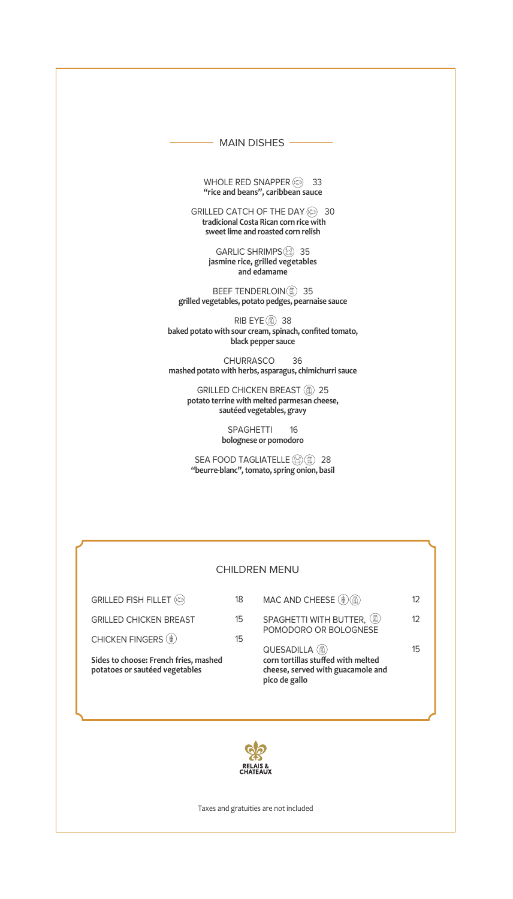## MAIN DISHES

WHOLE RED SNAPPER 33
**"rice and beans", caribbean sauce**

GRILLED CATCH OF THE DAY 30
**tradicional Costa Rican corn rice with sweet lime and roasted corn relish**

GARLIC SHRIMPS 35
**jasmine rice, grilled vegetables and edamame**

BEEF TENDERLOIN 35
**grilled vegetables, potato pedges, pearnaise sauce**

RIB EYE 38
**baked potato with sour cream, spinach, confited tomato, black pepper sauce**

CHURRASCO 36
**mashed potato with herbs, asparagus, chimichurri sauce**

GRILLED CHICKEN BREAST 25
**potato terrine with melted parmesan cheese, sautéed vegetables, gravy**

SPAGHETTI 16
**bolognese or pomodoro**

SEA FOOD TAGLIATELLE 28
**"beurre-blanc", tomato, spring onion, basil**

## CHILDREN MENU

GRILLED FISH FILLET 18

GRILLED CHICKEN BREAST 15

CHICKEN FINGERS 15

**Sides to choose: French fries, mashed potatoes or sautéed vegetables**

MAC AND CHEESE 12

SPAGHETTI WITH BUTTER, POMODORO OR BOLOGNESE 12

QUESADILLA 15
**corn tortillas stuffed with melted cheese, served with guacamole and pico de gallo**

RELAIS & CHATEAUX

Taxes and gratuities are not included